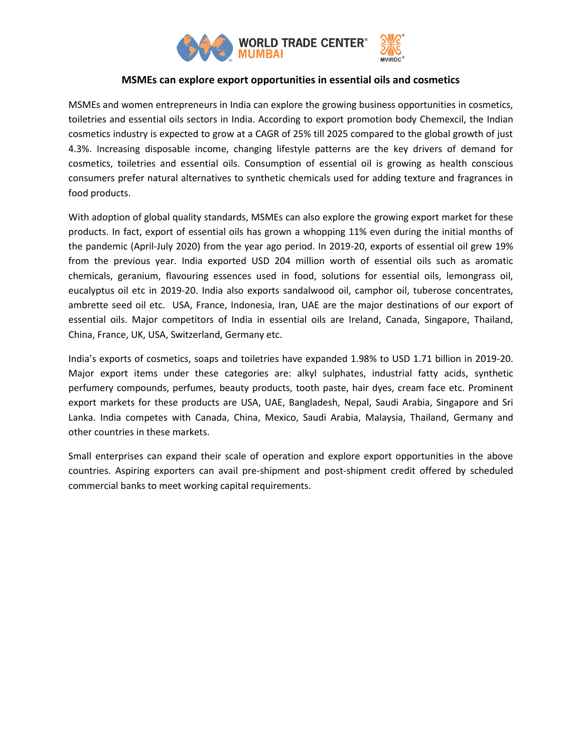# MSMEs can explore export opportunities in essential oils and cosmetics

MSMEs and women entrepreneurs in India can explore the growing business opportunities in cosmetics, toiletries and essential oils sectors in India. According to export promotion body Chemexcil, the Indian cosmetics industry is expected to grow at a CAGR of 25% till 2025 compared to the global growth of just 4.3%. Increasing disposable income, changing lifestyle patterns are the key drivers of demand for cosmetics, toiletries and essential oils. Consumption of essential oil is growing as health conscious consumers prefer natural alternatives to synthetic chemicals used for adding texture and fragrances in food products.

With adoption of global quality standards, MSMEs can also explore the growing export market for these products. In fact, export of essential oils has grown a whopping 11% even during the initial months of the pandemic (April-July 2020) from the year ago period. In 2019-20, exports of essential oil grew 19% from the previous year. India exported USD 204 million worth of essential oils such as aromatic chemicals, geranium, flavouring essences used in food, solutions for essential oils, lemongrass oil, eucalyptus oil etc in 2019-20. India also exports sandalwood oil, camphor oil, tuberose concentrates, ambrette seed oil etc. USA, France, Indonesia, Iran, UAE are the major destinations of our export of essential oils. Major competitors of India in essential oils are Ireland, Canada, Singapore, Thailand, China, France, UK, USA, Switzerland, Germany etc.

India's exports of cosmetics, soaps and toiletries have expanded 1.98% to USD 1.71 billion in 2019-20. Major export items under these categories are: alkyl sulphates, industrial fatty acids, synthetic perfumery compounds, perfumes, beauty products, tooth paste, hair dyes, cream face etc. Prominent export markets for these products are USA, UAE, Bangladesh, Nepal, Saudi Arabia, Singapore and Sri Lanka. India competes with Canada, China, Mexico, Saudi Arabia, Malaysia, Thailand, Germany and other countries in these markets.

Small enterprises can expand their scale of operation and explore export opportunities in the above countries. Aspiring exporters can avail pre-shipment and post-shipment credit offered by scheduled commercial banks to meet working capital requirements.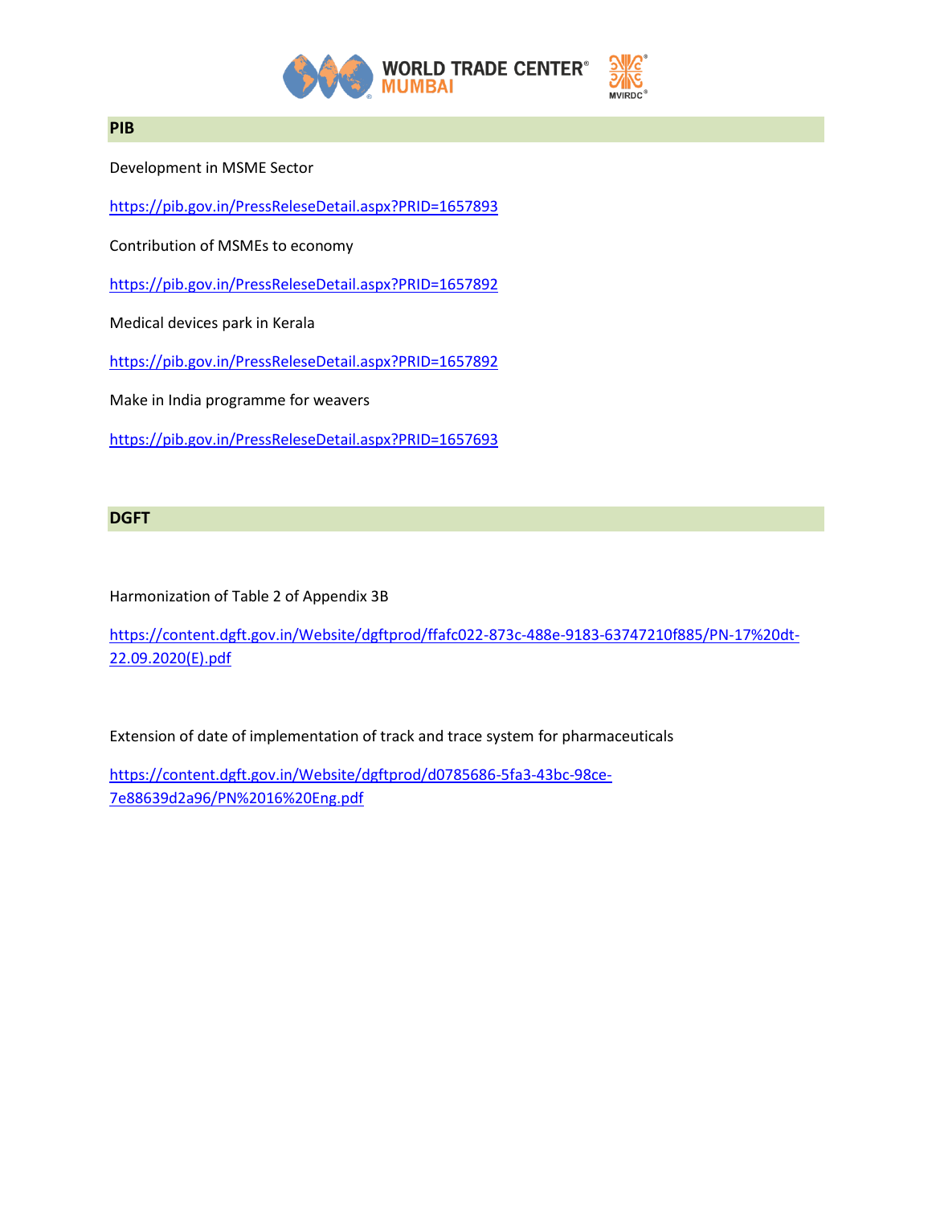## PIB

Development in MSME Sector

https://pib.gov.in/PressReleseDetail.aspx?PRID=1657893

Contribution of MSMEs to economy

https://pib.gov.in/PressReleseDetail.aspx?PRID=1657892

Medical devices park in Kerala

https://pib.gov.in/PressReleseDetail.aspx?PRID=1657892

Make in India programme for weavers

https://pib.gov.in/PressReleseDetail.aspx?PRID=1657693

## DGFT

Harmonization of Table 2 of Appendix 3B

https://content.dgft.gov.in/Website/dgftprod/ffafc022-873c-488e-9183-63747210f885/PN-17%20dt-22.09.2020(E).pdf

Extension of date of implementation of track and trace system for pharmaceuticals

https://content.dgft.gov.in/Website/dgftprod/d0785686-5fa3-43bc-98ce-7e88639d2a96/PN%2016%20Eng.pdf